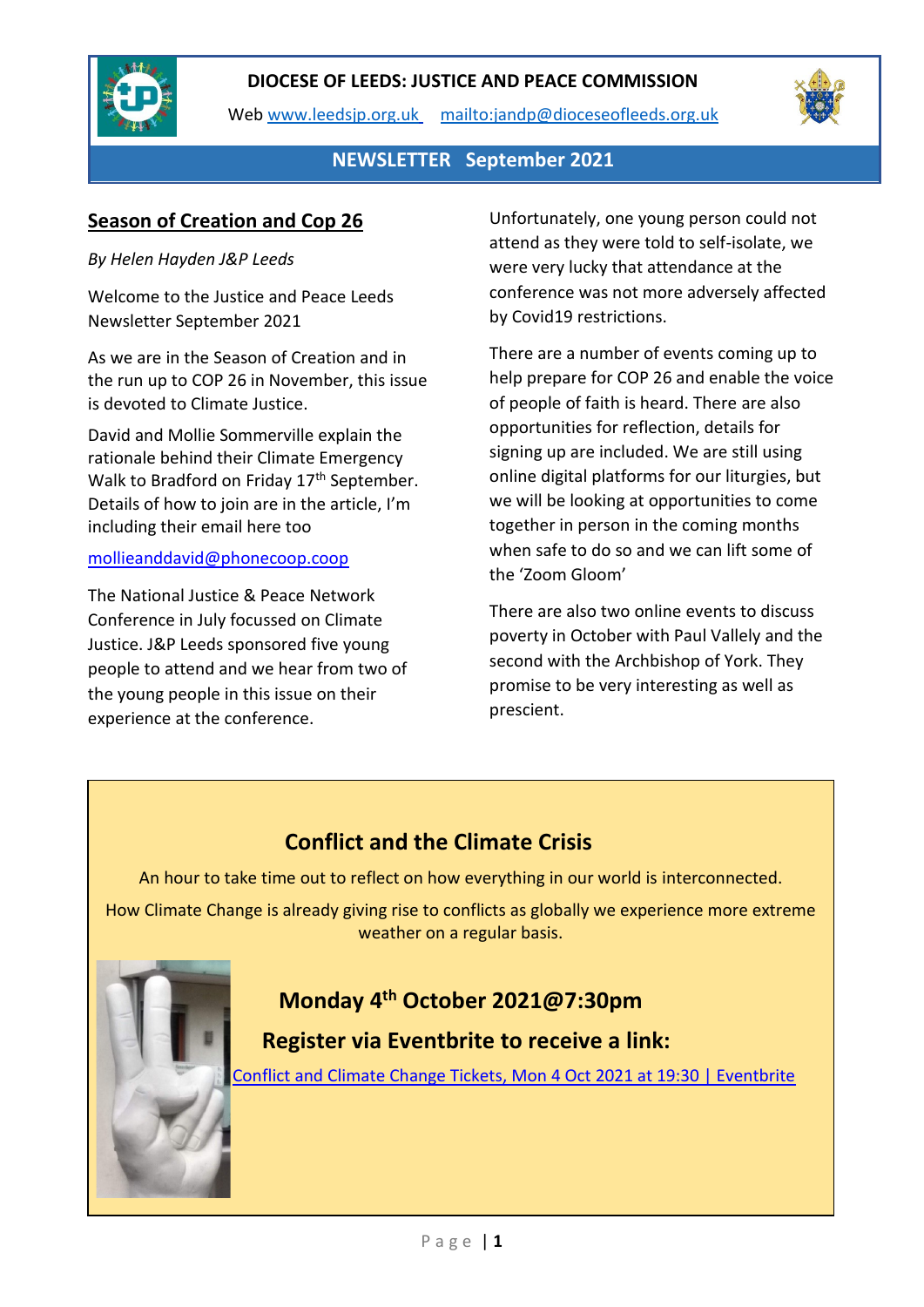**DIOCESE OF LEEDS: JUSTICE AND PEACE COMMISSION**

Web [www.leedsjp.org.uk](http://www.leedsjp.org.uk) [mailto:jandp@dioceseofleeds.org.uk](mailto:jandp@dioceseofleeds.org.uk)

**NEWSLETTER September 2021**

## Season of Creation and Cop 26

*By Helen Hayden J&P Leeds*

Welcome to the Justice and Peace Leeds Newsletter September 2021

As we are in the Season of Creation and in the run up to COP 26 in November, this issue is devoted to Climate Justice.

David and Mollie Sommerville explain the rationale behind their Climate Emergency Walk to Bradford on Friday 17th September. Details of how to join are in the article, I'm including their email here too

[mollieanddavid@phonecoop.coop](mailto:mollieanddavid@phonecoop.coop)

The National Justice & Peace Network Conference in July focussed on Climate Justice. J&P Leeds sponsored five young people to attend and we hear from two of the young people in this issue on their experience at the conference. Unfortunately, one young person could not attend as they were told to self-isolate, we were very lucky that attendance at the conference was not more adversely affected by Covid19 restrictions.

There are a number of events coming up to help prepare for COP 26 and enable the voice of people of faith is heard. There are also opportunities for reflection, details for signing up are included. We are still using online digital platforms for our liturgies, but we will be looking at opportunities to come together in person in the coming months when safe to do so and we can lift some of the 'Zoom Gloom'

There are also two online events to discuss poverty in October with Paul Vallely and the second with the Archbishop of York. They promise to be very interesting as well as prescient.

## Conflict and the Climate Crisis

An hour to take time out to reflect on how everything in our world is interconnected.

How Climate Change is already giving rise to conflicts as globally we experience more extreme weather on a regular basis.

### Monday 4th October 2021@7:30pm

### Register via Eventbrite to receive a link:

[Conflict and Climate Change Tickets, Mon 4 Oct 2021 at 19:30 | Eventbrite]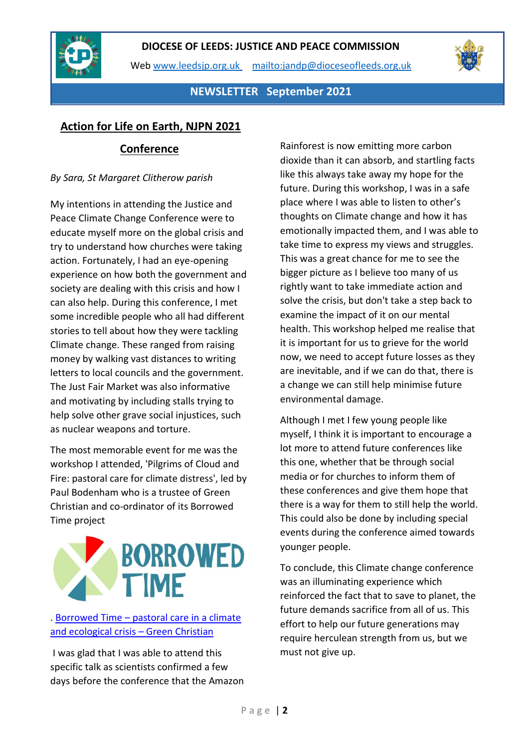**DIOCESE OF LEEDS: JUSTICE AND PEACE COMMISSION**

Web www.leedsjp.org.uk mailto:jandp@dioceseofleeds.org.uk

**NEWSLETTER September 2021**

## Action for Life on Earth, NJPN 2021 Conference

*By Sara, St Margaret Clitherow parish*

My intentions in attending the Justice and Peace Climate Change Conference were to educate myself more on the global crisis and try to understand how churches were taking action. Fortunately, I had an eye-opening experience on how both the government and society are dealing with this crisis and how I can also help. During this conference, I met some incredible people who all had different stories to tell about how they were tackling Climate change. These ranged from raising money by walking vast distances to writing letters to local councils and the government. The Just Fair Market was also informative and motivating by including stalls trying to help solve other grave social injustices, such as nuclear weapons and torture.

The most memorable event for me was the workshop I attended, 'Pilgrims of Cloud and Fire: pastoral care for climate distress', led by Paul Bodenham who is a trustee of Green Christian and co-ordinator of its Borrowed Time project

BORROWED TIME

. Borrowed Time – pastoral care in a climate and ecological crisis – Green Christian

I was glad that I was able to attend this specific talk as scientists confirmed a few days before the conference that the Amazon Rainforest is now emitting more carbon dioxide than it can absorb, and startling facts like this always take away my hope for the future. During this workshop, I was in a safe place where I was able to listen to other's thoughts on Climate change and how it has emotionally impacted them, and I was able to take time to express my views and struggles. This was a great chance for me to see the bigger picture as I believe too many of us rightly want to take immediate action and solve the crisis, but don't take a step back to examine the impact of it on our mental health. This workshop helped me realise that it is important for us to grieve for the world now, we need to accept future losses as they are inevitable, and if we can do that, there is a change we can still help minimise future environmental damage.

Although I met I few young people like myself, I think it is important to encourage a lot more to attend future conferences like this one, whether that be through social media or for churches to inform them of these conferences and give them hope that there is a way for them to still help the world. This could also be done by including special events during the conference aimed towards younger people.

To conclude, this Climate change conference was an illuminating experience which reinforced the fact that to save to planet, the future demands sacrifice from all of us. This effort to help our future generations may require herculean strength from us, but we must not give up.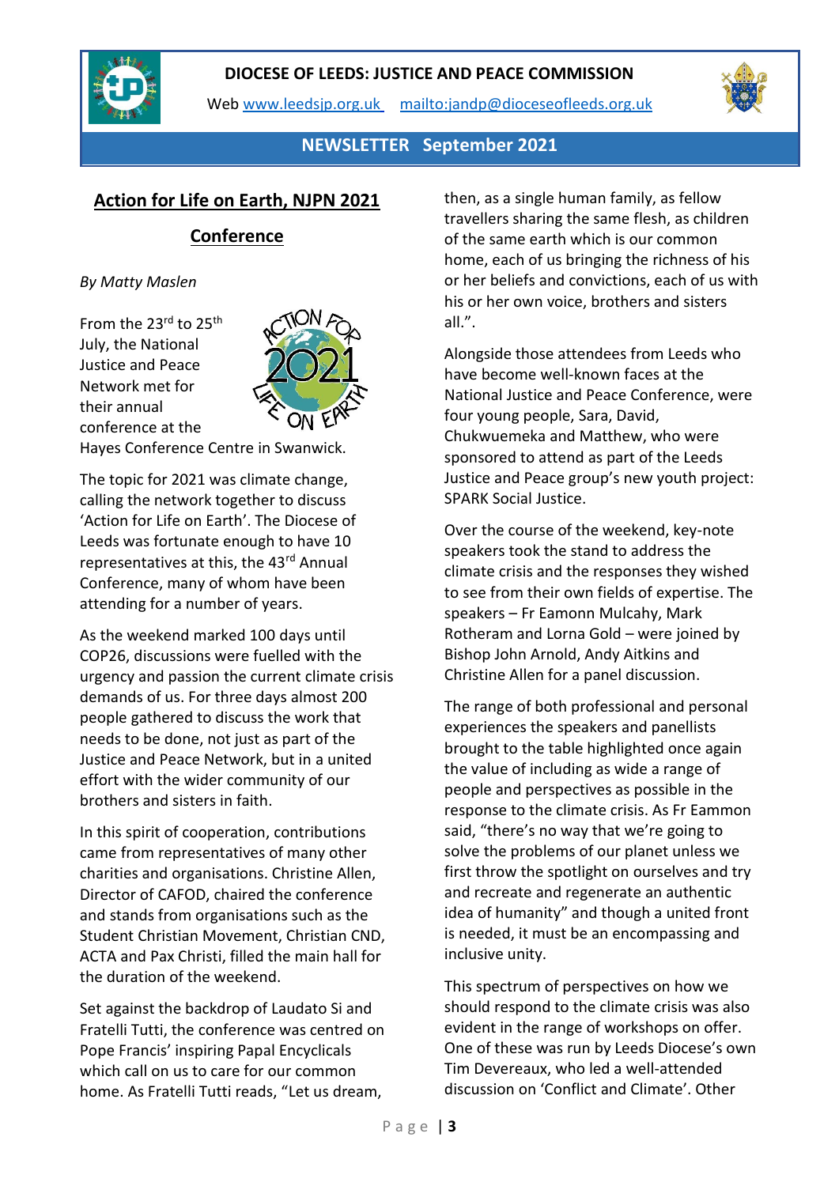# DIOCESE OF LEEDS: JUSTICE AND PEACE COMMISSION

Web www.leedsjp.org.uk   mailto:jandp@dioceseofleeds.org.uk

**NEWSLETTER September 2021**

## Action for Life on Earth, NJPN 2021 Conference

*By Matty Maslen*

From the 23rd to 25th July, the National Justice and Peace Network met for their annual conference at the Hayes Conference Centre in Swanwick.

The topic for 2021 was climate change, calling the network together to discuss 'Action for Life on Earth'. The Diocese of Leeds was fortunate enough to have 10 representatives at this, the 43rd Annual Conference, many of whom have been attending for a number of years.

As the weekend marked 100 days until COP26, discussions were fuelled with the urgency and passion the current climate crisis demands of us. For three days almost 200 people gathered to discuss the work that needs to be done, not just as part of the Justice and Peace Network, but in a united effort with the wider community of our brothers and sisters in faith.

In this spirit of cooperation, contributions came from representatives of many other charities and organisations. Christine Allen, Director of CAFOD, chaired the conference and stands from organisations such as the Student Christian Movement, Christian CND, ACTA and Pax Christi, filled the main hall for the duration of the weekend.

Set against the backdrop of Laudato Si and Fratelli Tutti, the conference was centred on Pope Francis' inspiring Papal Encyclicals which call on us to care for our common home. As Fratelli Tutti reads, "Let us dream, then, as a single human family, as fellow travellers sharing the same flesh, as children of the same earth which is our common home, each of us bringing the richness of his or her beliefs and convictions, each of us with his or her own voice, brothers and sisters all.".

Alongside those attendees from Leeds who have become well-known faces at the National Justice and Peace Conference, were four young people, Sara, David, Chukwuemeka and Matthew, who were sponsored to attend as part of the Leeds Justice and Peace group's new youth project: SPARK Social Justice.

Over the course of the weekend, key-note speakers took the stand to address the climate crisis and the responses they wished to see from their own fields of expertise. The speakers – Fr Eamonn Mulcahy, Mark Rotheram and Lorna Gold – were joined by Bishop John Arnold, Andy Aitkins and Christine Allen for a panel discussion.

The range of both professional and personal experiences the speakers and panellists brought to the table highlighted once again the value of including as wide a range of people and perspectives as possible in the response to the climate crisis. As Fr Eammon said, "there's no way that we're going to solve the problems of our planet unless we first throw the spotlight on ourselves and try and recreate and regenerate an authentic idea of humanity" and though a united front is needed, it must be an encompassing and inclusive unity.

This spectrum of perspectives on how we should respond to the climate crisis was also evident in the range of workshops on offer. One of these was run by Leeds Diocese's own Tim Devereaux, who led a well-attended discussion on 'Conflict and Climate'. Other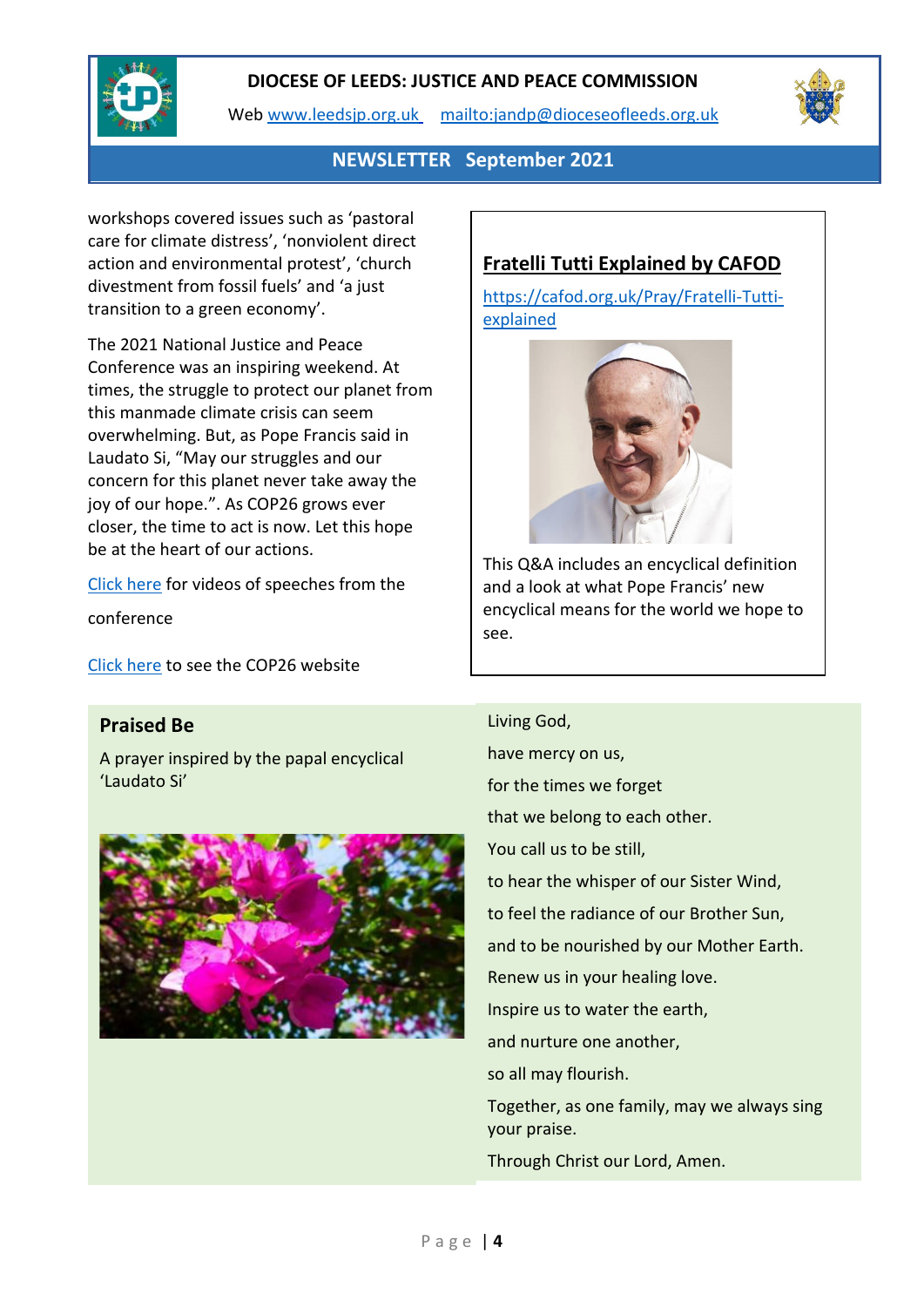workshops covered issues such as 'pastoral care for climate distress', 'nonviolent direct action and environmental protest', 'church divestment from fossil fuels' and 'a just transition to a green economy'.

The 2021 National Justice and Peace Conference was an inspiring weekend. At times, the struggle to protect our planet from this manmade climate crisis can seem overwhelming. But, as Pope Francis said in Laudato Si, "May our struggles and our concern for this planet never take away the joy of our hope.". As COP26 grows ever closer, the time to act is now. Let this hope be at the heart of our actions.

Click here for videos of speeches from the conference

Click here to see the COP26 website

## Fratelli Tutti Explained by CAFOD

https://cafod.org.uk/Pray/Fratelli-Tutti-explained

This Q&A includes an encyclical definition and a look at what Pope Francis' new encyclical means for the world we hope to see.

## Praised Be

A prayer inspired by the papal encyclical 'Laudato Si'

Living God,

have mercy on us,

for the times we forget

that we belong to each other.

You call us to be still,

to hear the whisper of our Sister Wind,

to feel the radiance of our Brother Sun,

and to be nourished by our Mother Earth.

Renew us in your healing love.

Inspire us to water the earth,

and nurture one another,

so all may flourish.

Together, as one family, may we always sing your praise.

Through Christ our Lord, Amen.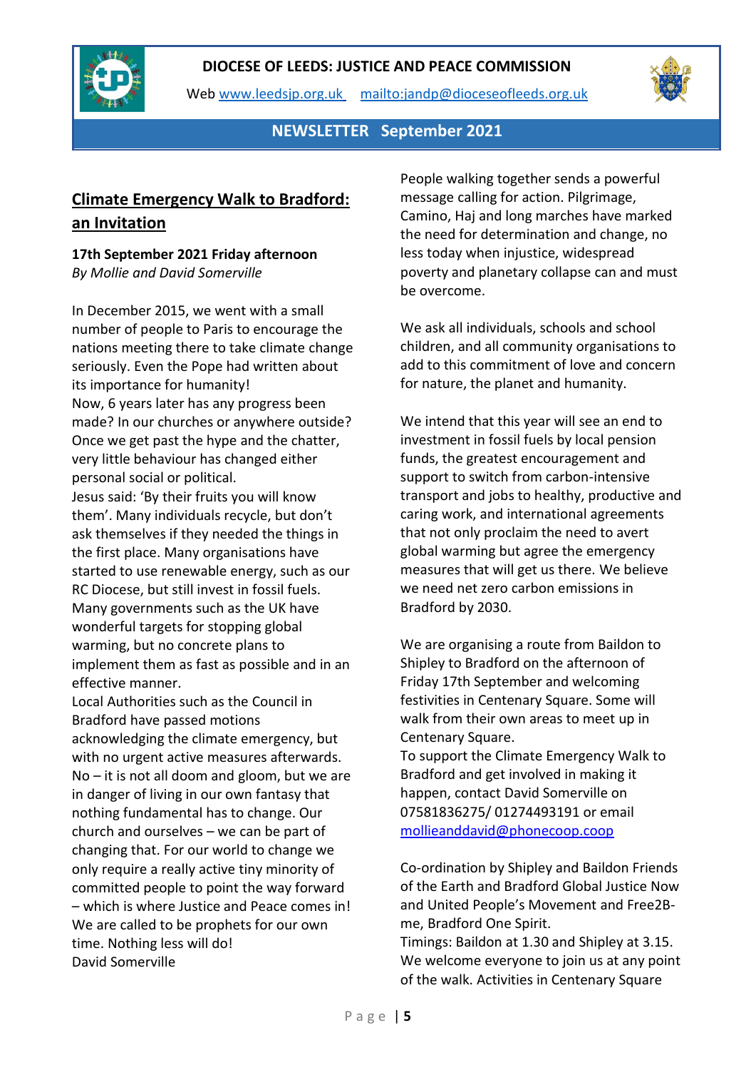**DIOCESE OF LEEDS: JUSTICE AND PEACE COMMISSION**

Web [www.leedsjp.org.uk](http://www.leedsjp.org.uk) [mailto:jandp@dioceseofleeds.org.uk](mailto:jandp@dioceseofleeds.org.uk)

**NEWSLETTER September 2021**

## Climate Emergency Walk to Bradford: an Invitation

**17th September 2021 Friday afternoon**
*By Mollie and David Somerville*

In December 2015, we went with a small number of people to Paris to encourage the nations meeting there to take climate change seriously. Even the Pope had written about its importance for humanity!
Now, 6 years later has any progress been made? In our churches or anywhere outside? Once we get past the hype and the chatter, very little behaviour has changed either personal social or political.
Jesus said: 'By their fruits you will know them'. Many individuals recycle, but don't ask themselves if they needed the things in the first place. Many organisations have started to use renewable energy, such as our RC Diocese, but still invest in fossil fuels. Many governments such as the UK have wonderful targets for stopping global warming, but no concrete plans to implement them as fast as possible and in an effective manner.
Local Authorities such as the Council in Bradford have passed motions acknowledging the climate emergency, but with no urgent active measures afterwards.
No – it is not all doom and gloom, but we are in danger of living in our own fantasy that nothing fundamental has to change. Our church and ourselves – we can be part of changing that. For our world to change we only require a really active tiny minority of committed people to point the way forward – which is where Justice and Peace comes in! We are called to be prophets for our own time. Nothing less will do!
David Somerville

People walking together sends a powerful message calling for action. Pilgrimage, Camino, Haj and long marches have marked the need for determination and change, no less today when injustice, widespread poverty and planetary collapse can and must be overcome.

We ask all individuals, schools and school children, and all community organisations to add to this commitment of love and concern for nature, the planet and humanity.

We intend that this year will see an end to investment in fossil fuels by local pension funds, the greatest encouragement and support to switch from carbon-intensive transport and jobs to healthy, productive and caring work, and international agreements that not only proclaim the need to avert global warming but agree the emergency measures that will get us there. We believe we need net zero carbon emissions in Bradford by 2030.

We are organising a route from Baildon to Shipley to Bradford on the afternoon of Friday 17th September and welcoming festivities in Centenary Square. Some will walk from their own areas to meet up in Centenary Square.
To support the Climate Emergency Walk to Bradford and get involved in making it happen, contact David Somerville on 07581836275/ 01274493191 or email [mollieanddavid@phonecoop.coop](mailto:mollieanddavid@phonecoop.coop)

Co-ordination by Shipley and Baildon Friends of the Earth and Bradford Global Justice Now and United People's Movement and Free2B-me, Bradford One Spirit.
Timings: Baildon at 1.30 and Shipley at 3.15. We welcome everyone to join us at any point of the walk. Activities in Centenary Square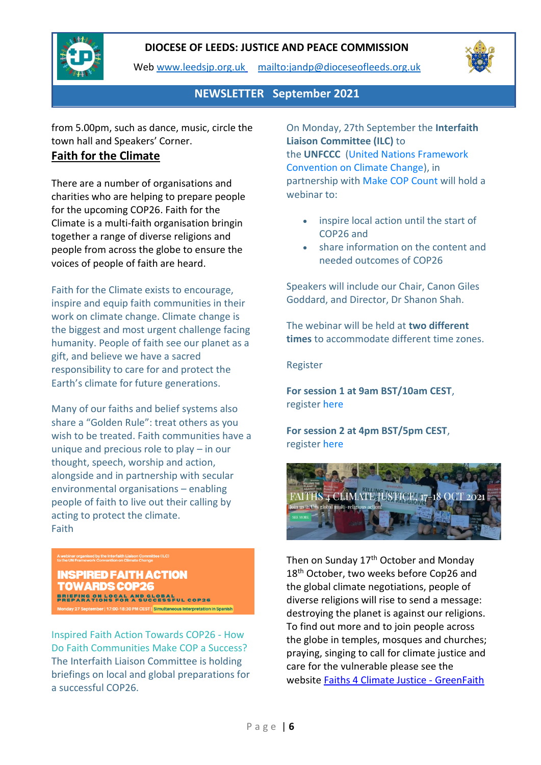from 5.00pm, such as dance, music, circle the town hall and Speakers' Corner.

## Faith for the Climate

There are a number of organisations and charities who are helping to prepare people for the upcoming COP26. Faith for the Climate is a multi-faith organisation bringin together a range of diverse religions and people from across the globe to ensure the voices of people of faith are heard.

Faith for the Climate exists to encourage, inspire and equip faith communities in their work on climate change. Climate change is the biggest and most urgent challenge facing humanity. People of faith see our planet as a gift, and believe we have a sacred responsibility to care for and protect the Earth's climate for future generations.

Many of our faiths and belief systems also share a "Golden Rule": treat others as you wish to be treated. Faith communities have a unique and precious role to play – in our thought, speech, worship and action, alongside and in partnership with secular environmental organisations – enabling people of faith to live out their calling by acting to protect the climate.
Faith

A webinar organised by the Interfaith Liaison Committee (ILC) to the UN Framework Convention on Climate Change

**INSPIRED FAITH ACTION TOWARDS COP26**

**BRIEFING ON LOCAL AND GLOBAL PREPARATIONS FOR A SUCCESSFUL COP26**

Monday 27 September | 17:00-18:30 PM CEST | Simultaneous Interpretation in Spanish

Inspired Faith Action Towards COP26 - How Do Faith Communities Make COP a Success?
The Interfaith Liaison Committee is holding briefings on local and global preparations for a successful COP26.

On Monday, 27th September the **Interfaith Liaison Committee (ILC)** to the **UNFCCC** (United Nations Framework Convention on Climate Change), in partnership with Make COP Count will hold a webinar to:

- inspire local action until the start of COP26 and
- share information on the content and needed outcomes of COP26

Speakers will include our Chair, Canon Giles Goddard, and Director, Dr Shanon Shah.

The webinar will be held at **two different times** to accommodate different time zones.

Register

**For session 1 at 9am BST/10am CEST**, register here

**For session 2 at 4pm BST/5pm CEST**, register here

FAITHS 4 CLIMATE JUSTICE, 17-18 OCT 2021

Join us in this global multi-religious action!

SEE MORE

Then on Sunday 17th October and Monday 18th October, two weeks before Cop26 and the global climate negotiations, people of diverse religions will rise to send a message: destroying the planet is against our religions. To find out more and to join people across the globe in temples, mosques and churches; praying, singing to call for climate justice and care for the vulnerable please see the website [Faiths 4 Climate Justice - GreenFaith]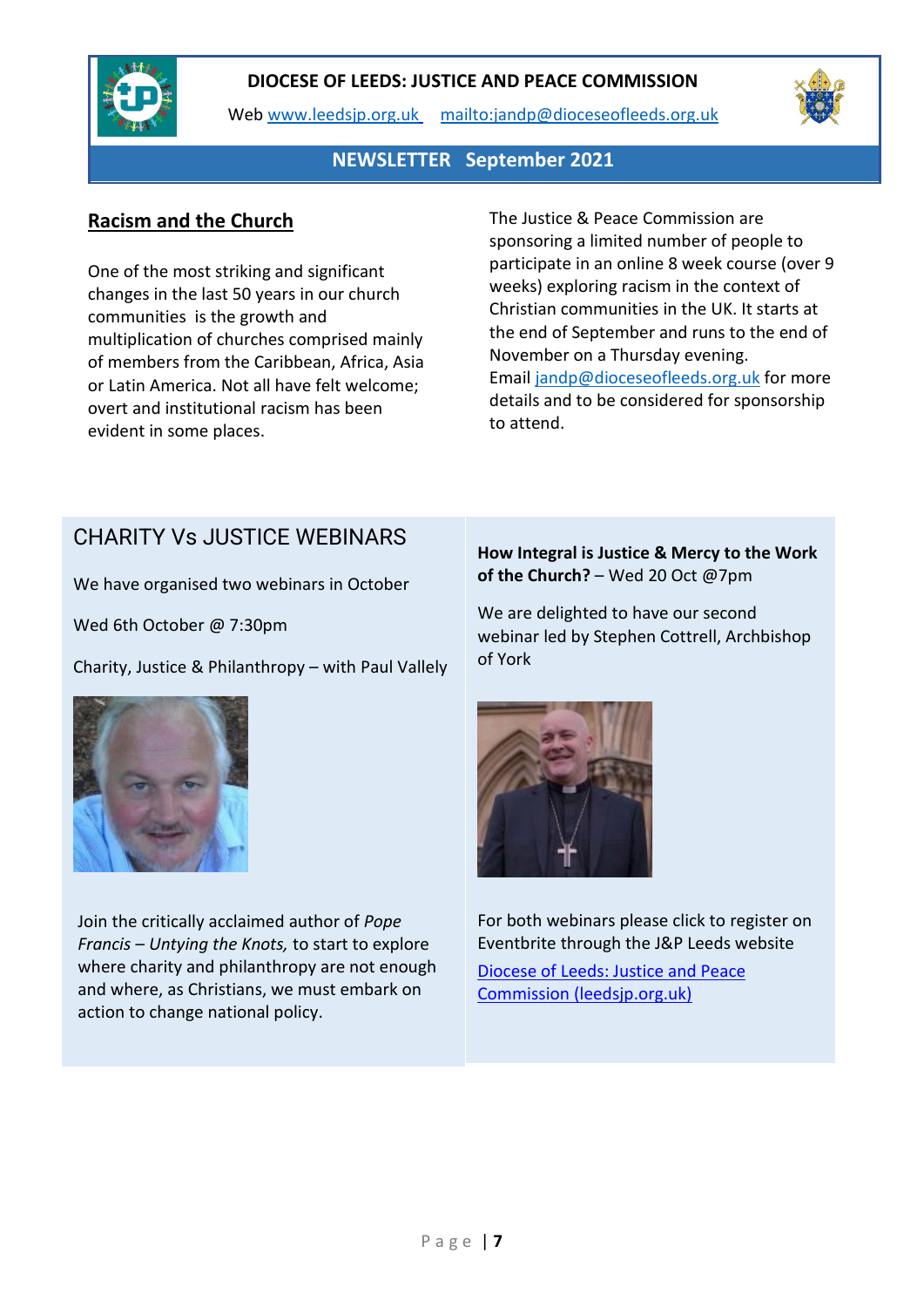**DIOCESE OF LEEDS: JUSTICE AND PEACE COMMISSION**

Web www.leedsjp.org.uk mailto:jandp@dioceseofleeds.org.uk

**NEWSLETTER September 2021**

## Racism and the Church

One of the most striking and significant changes in the last 50 years in our church communities is the growth and multiplication of churches comprised mainly of members from the Caribbean, Africa, Asia or Latin America. Not all have felt welcome; overt and institutional racism has been evident in some places.

The Justice & Peace Commission are sponsoring a limited number of people to participate in an online 8 week course (over 9 weeks) exploring racism in the context of Christian communities in the UK. It starts at the end of September and runs to the end of November on a Thursday evening. Email jandp@dioceseofleeds.org.uk for more details and to be considered for sponsorship to attend.

## CHARITY Vs JUSTICE WEBINARS

We have organised two webinars in October

Wed 6th October @ 7:30pm

Charity, Justice & Philanthropy – with Paul Vallely

Join the critically acclaimed author of *Pope Francis – Untying the Knots,* to start to explore where charity and philanthropy are not enough and where, as Christians, we must embark on action to change national policy.

**How Integral is Justice & Mercy to the Work of the Church?** – Wed 20 Oct @7pm

We are delighted to have our second webinar led by Stephen Cottrell, Archbishop of York

For both webinars please click to register on Eventbrite through the J&P Leeds website

Diocese of Leeds: Justice and Peace Commission (leedsjp.org.uk)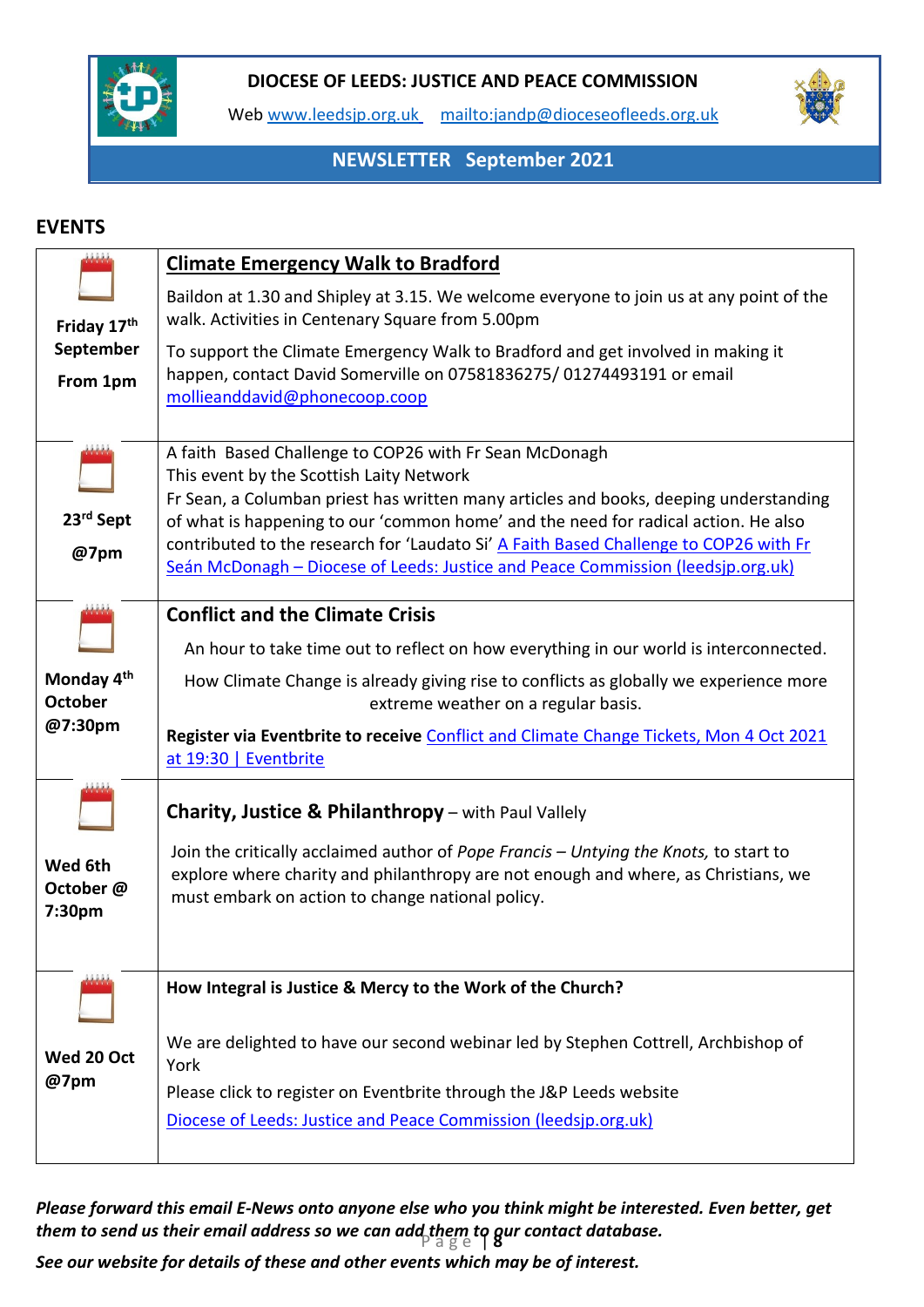**DIOCESE OF LEEDS: JUSTICE AND PEACE COMMISSION**

Web www.leedsjp.org.uk mailto:jandp@dioceseofleeds.org.uk

**NEWSLETTER September 2021**

## EVENTS

| | |
|---|---|
| **Friday 17th September**<br><br>**From 1pm** | **Climate Emergency Walk to Bradford**<br><br>Baildon at 1.30 and Shipley at 3.15. We welcome everyone to join us at any point of the walk. Activities in Centenary Square from 5.00pm<br><br>To support the Climate Emergency Walk to Bradford and get involved in making it happen, contact David Somerville on 07581836275/ 01274493191 or email mollieanddavid@phonecoop.coop |
| **23rd Sept**<br><br>**@7pm** | A faith Based Challenge to COP26 with Fr Sean McDonagh<br>This event by the Scottish Laity Network<br>Fr Sean, a Columban priest has written many articles and books, deeping understanding of what is happening to our 'common home' and the need for radical action. He also contributed to the research for 'Laudato Si' A Faith Based Challenge to COP26 with Fr Seán McDonagh – Diocese of Leeds: Justice and Peace Commission (leedsjp.org.uk) |
| **Monday 4th October @7:30pm** | **Conflict and the Climate Crisis**<br><br>An hour to take time out to reflect on how everything in our world is interconnected.<br><br>How Climate Change is already giving rise to conflicts as globally we experience more extreme weather on a regular basis.<br><br>**Register via Eventbrite to receive** Conflict and Climate Change Tickets, Mon 4 Oct 2021 at 19:30 \| Eventbrite |
| **Wed 6th October @ 7:30pm** | **Charity, Justice & Philanthropy** – with Paul Vallely<br><br>Join the critically acclaimed author of *Pope Francis – Untying the Knots,* to start to explore where charity and philanthropy are not enough and where, as Christians, we must embark on action to change national policy. |
| **Wed 20 Oct @7pm** | **How Integral is Justice & Mercy to the Work of the Church?**<br><br>We are delighted to have our second webinar led by Stephen Cottrell, Archbishop of York<br>Please click to register on Eventbrite through the J&P Leeds website<br>Diocese of Leeds: Justice and Peace Commission (leedsjp.org.uk) |

***Please forward this email E-News onto anyone else who you think might be interested. Even better, get them to send us their email address so we can add them to our contact database.***

***See our website for details of these and other events which may be of interest.***